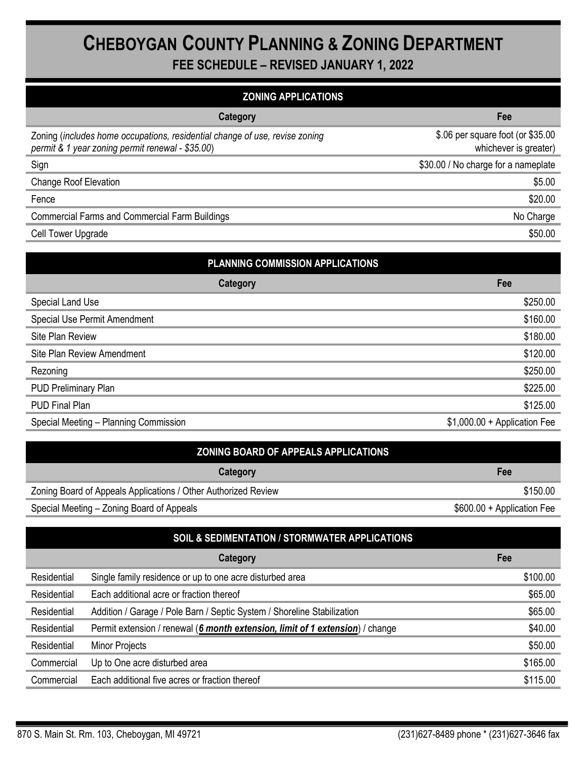# CHEBOYGAN COUNTY PLANNING & ZONING DEPARTMENT

## FEE SCHEDULE – REVISED JANUARY 1, 2022

### ZONING APPLICATIONS

| Category | Fee |
|---|---|
| Zoning (*includes home occupations, residential change of use, revise zoning permit & 1 year zoning permit renewal - $35.00*) | $.06 per square foot (or $35.00 whichever is greater) |
| Sign | $30.00 / No charge for a nameplate |
| Change Roof Elevation | $5.00 |
| Fence | $20.00 |
| Commercial Farms and Commercial Farm Buildings | No Charge |
| Cell Tower Upgrade | $50.00 |

### PLANNING COMMISSION APPLICATIONS

| Category | Fee |
|---|---|
| Special Land Use | $250.00 |
| Special Use Permit Amendment | $160.00 |
| Site Plan Review | $180.00 |
| Site Plan Review Amendment | $120.00 |
| Rezoning | $250.00 |
| PUD Preliminary Plan | $225.00 |
| PUD Final Plan | $125.00 |
| Special Meeting – Planning Commission | $1,000.00 + Application Fee |

### ZONING BOARD OF APPEALS APPLICATIONS

| Category | Fee |
|---|---|
| Zoning Board of Appeals Applications / Other Authorized Review | $150.00 |
| Special Meeting – Zoning Board of Appeals | $600.00 + Application Fee |

### SOIL & SEDIMENTATION / STORMWATER APPLICATIONS

| | Category | Fee |
|---|---|---|
| Residential | Single family residence or up to one acre disturbed area | $100.00 |
| Residential | Each additional acre or fraction thereof | $65.00 |
| Residential | Addition / Garage / Pole Barn / Septic System / Shoreline Stabilization | $65.00 |
| Residential | Permit extension / renewal (***6 month extension, limit of 1 extension***) / change | $40.00 |
| Residential | Minor Projects | $50.00 |
| Commercial | Up to One acre disturbed area | $165.00 |
| Commercial | Each additional five acres or fraction thereof | $115.00 |

870 S. Main St. Rm. 103, Cheboygan, MI 49721 (231)627-8489 phone * (231)627-3646 fax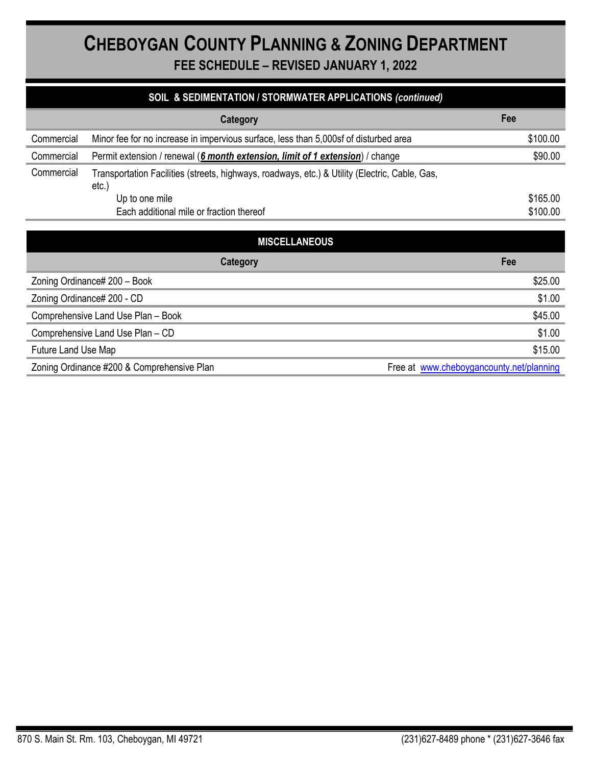# CHEBOYGAN COUNTY PLANNING & ZONING DEPARTMENT

## FEE SCHEDULE – REVISED JANUARY 1, 2022

### SOIL & SEDIMENTATION / STORMWATER APPLICATIONS *(continued)*

| | Category | Fee |
|---|---|---|
| Commercial | Minor fee for no increase in impervious surface, less than 5,000sf of disturbed area | $100.00 |
| Commercial | Permit extension / renewal (***6 month extension, limit of 1 extension***) / change | $90.00 |
| Commercial | Transportation Facilities (streets, highways, roadways, etc.) & Utility (Electric, Cable, Gas, etc.) | |
| | Up to one mile | $165.00 |
| | Each additional mile or fraction thereof | $100.00 |

### MISCELLANEOUS

| Category | Fee |
|---|---|
| Zoning Ordinance# 200 – Book | $25.00 |
| Zoning Ordinance# 200 - CD | $1.00 |
| Comprehensive Land Use Plan – Book | $45.00 |
| Comprehensive Land Use Plan – CD | $1.00 |
| Future Land Use Map | $15.00 |
| Zoning Ordinance #200 & Comprehensive Plan | Free at www.cheboygancounty.net/planning |

870 S. Main St. Rm. 103, Cheboygan, MI 49721 (231)627-8489 phone * (231)627-3646 fax